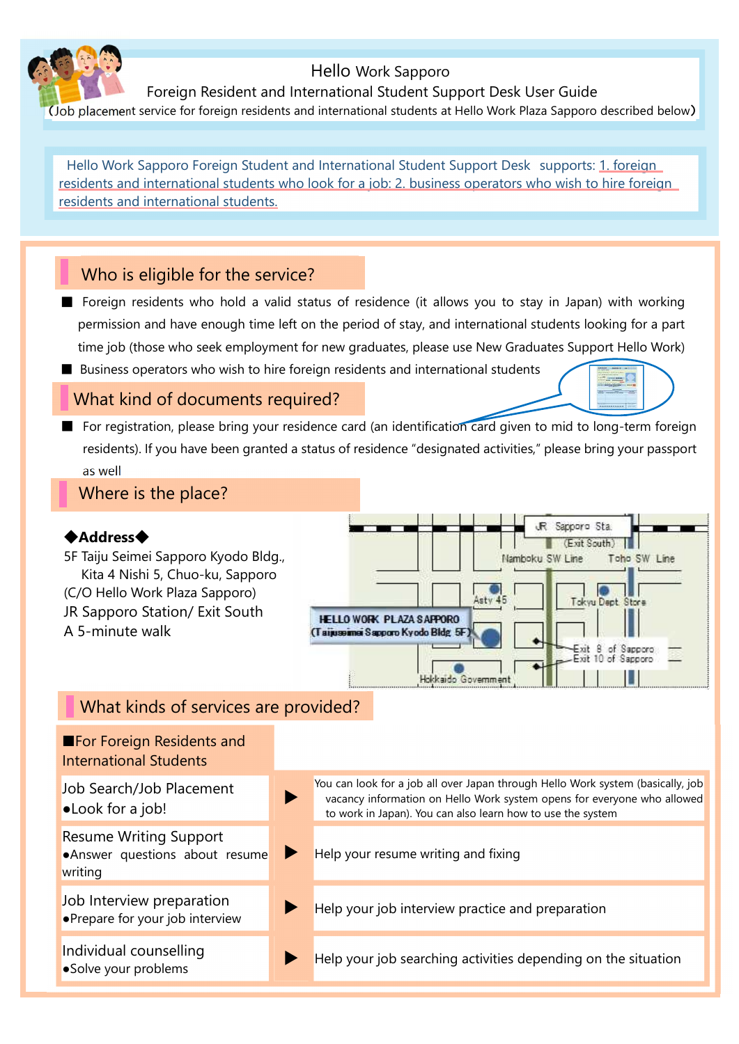# Hello Work Sapporo

## Foreign Resident and International Student Support Desk User Guide

(Job placement service for foreign residents and international students at Hello Work Plaza Sapporo described below)

Hello Work Sapporo Foreign Student and International Student Support Desk supports: 1. foreign residents and international students who look for a job: 2. business operators who wish to hire foreign residents and international students.

## Who is eligible for the service?

- Foreign residents who hold a valid status of residence (it allows you to stay in Japan) with working permission and have enough time left on the period of stay, and international students looking for a part time job (those who seek employment for new graduates, please use New Graduates Support Hello Work)
- Business operators who wish to hire foreign residents and international students

## What kind of documents required?

- For registration, please bring your residence card (an identification card given to mid to long-term foreign residents). If you have been granted a status of residence "designated activities," please bring your passport as well

## Where is the place?

**◆Address◆**

5F Taiju Seimei Sapporo Kyodo Bldg.,
Kita 4 Nishi 5, Chuo-ku, Sapporo
(C/O Hello Work Plaza Sapporo)
JR Sapporo Station/ Exit South
A 5-minute walk

JR Sapporo Sta. (Exit South)
Namboku SW Line
Toho SW Line
Asty 45
Tokyu Dept. Store
HELLO WORK PLAZA SAPPORO (Taijuseimei Sapporo Kyodo Bldg. 5F)
Exit 8 of Sapporo
Exit 10 of Sapporo
Hokkaido Government

## What kinds of services are provided?

| ■For Foreign Residents and International Students | | |
|---|---|---|
| Job Search/Job Placement<br>●Look for a job! | ▶ | You can look for a job all over Japan through Hello Work system (basically, job vacancy information on Hello Work system opens for everyone who allowed to work in Japan). You can also learn how to use the system |
| Resume Writing Support<br>●Answer questions about resume writing | ▶ | Help your resume writing and fixing |
| Job Interview preparation<br>●Prepare for your job interview | ▶ | Help your job interview practice and preparation |
| Individual counselling<br>●Solve your problems | ▶ | Help your job searching activities depending on the situation |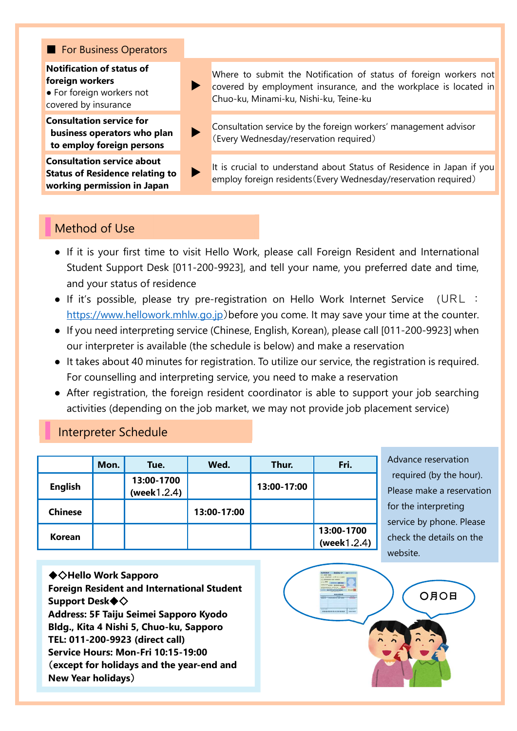## ■ For Business Operators

| | |
|---|---|
| **Notification of status of foreign workers** ● For foreign workers not covered by insurance | Where to submit the Notification of status of foreign workers not covered by employment insurance, and the workplace is located in Chuo-ku, Minami-ku, Nishi-ku, Teine-ku |
| **Consultation service for business operators who plan to employ foreign persons** | Consultation service by the foreign workers' management advisor（Every Wednesday/reservation required） |
| **Consultation service about Status of Residence relating to working permission in Japan** | It is crucial to understand about Status of Residence in Japan if you employ foreign residents（Every Wednesday/reservation required） |

## Method of Use

- If it is your first time to visit Hello Work, please call Foreign Resident and International Student Support Desk [011-200-9923], and tell your name, you preferred date and time, and your status of residence
- If it's possible, please try pre-registration on Hello Work Internet Service （URL：https://www.hellowork.mhlw.go.jp）before you come. It may save your time at the counter.
- If you need interpreting service (Chinese, English, Korean), please call [011-200-9923] when our interpreter is available (the schedule is below) and make a reservation
- It takes about 40 minutes for registration. To utilize our service, the registration is required. For counselling and interpreting service, you need to make a reservation
- After registration, the foreign resident coordinator is able to support your job searching activities (depending on the job market, we may not provide job placement service)

## Interpreter Schedule

| | Mon. | Tue. | Wed. | Thur. | Fri. |
|---|---|---|---|---|---|
| **English** | | 13:00-1700 (week1.2.4) | | 13:00-17:00 | |
| **Chinese** | | | 13:00-17:00 | | |
| **Korean** | | | | | 13:00-1700 (week1.2.4) |

Advance reservation required (by the hour). Please make a reservation for the interpreting service by phone. Please check the details on the website.

**◆◇Hello Work Sapporo**
**Foreign Resident and International Student Support Desk◆◇**
**Address: 5F Taiju Seimei Sapporo Kyodo Bldg., Kita 4 Nishi 5, Chuo-ku, Sapporo**
**TEL: 011-200-9923 (direct call)**
**Service Hours: Mon-Fri 10:15-19:00**
**（except for holidays and the year-end and New Year holidays）**